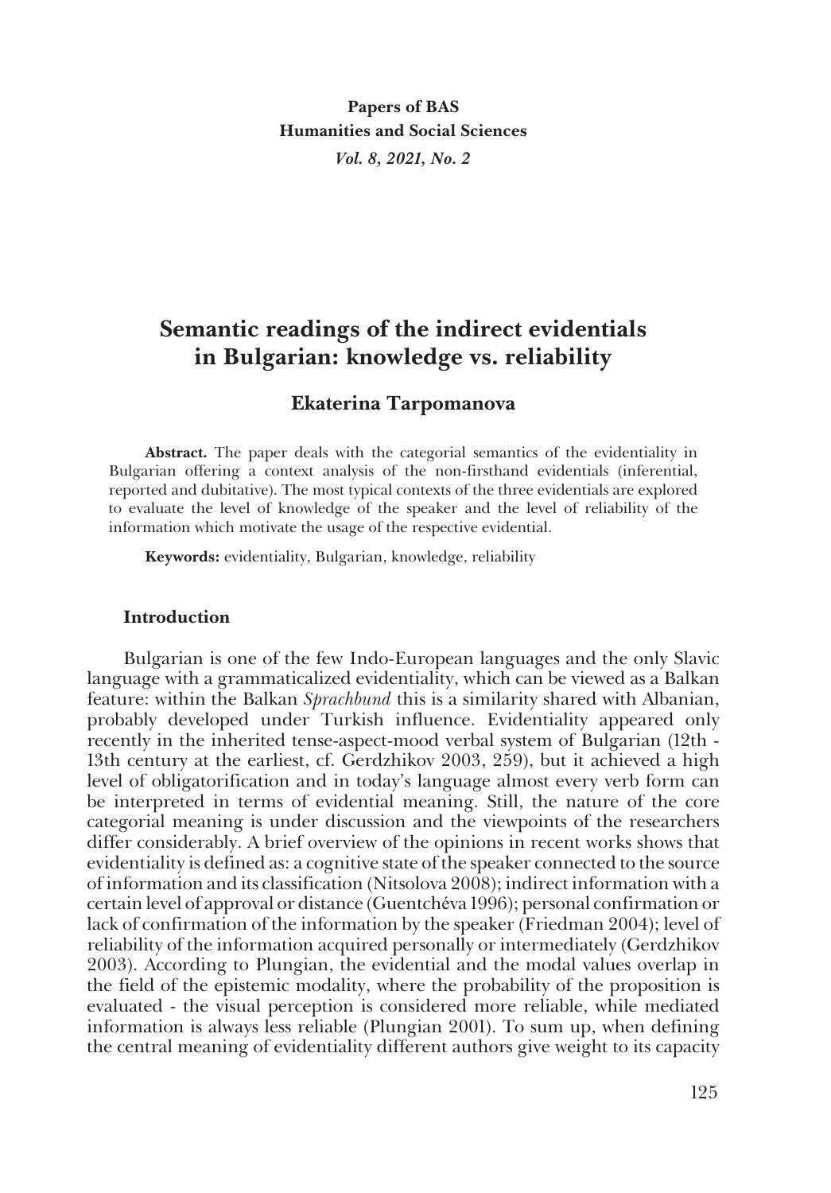# Semantic readings of the indirect evidentials in Bulgarian: knowledge vs. reliability

## Ekaterina Tarpomanova

**Abstract.** The paper deals with the categorial semantics of the evidentiality in Bulgarian offering a context analysis of the non-firsthand evidentials (inferential, reported and dubitative). The most typical contexts of the three evidentials are explored to evaluate the level of knowledge of the speaker and the level of reliability of the information which motivate the usage of the respective evidential.

**Keywords:** evidentiality, Bulgarian, knowledge, reliability

### Introduction

Bulgarian is one of the few Indo-European languages and the only Slavic language with a grammaticalized evidentiality, which can be viewed as a Balkan feature: within the Balkan *Sprachbund* this is a similarity shared with Albanian, probably developed under Turkish influence. Evidentiality appeared only recently in the inherited tense-aspect-mood verbal system of Bulgarian (12th - 13th century at the earliest, cf. Gerdzhikov 2003, 259), but it achieved a high level of obligatorification and in today's language almost every verb form can be interpreted in terms of evidential meaning. Still, the nature of the core categorial meaning is under discussion and the viewpoints of the researchers differ considerably. A brief overview of the opinions in recent works shows that evidentiality is defined as: a cognitive state of the speaker connected to the source of information and its classification (Nitsolova 2008); indirect information with a certain level of approval or distance (Guentchéva 1996); personal confirmation or lack of confirmation of the information by the speaker (Friedman 2004); level of reliability of the information acquired personally or intermediately (Gerdzhikov 2003). According to Plungian, the evidential and the modal values overlap in the field of the epistemic modality, where the probability of the proposition is evaluated - the visual perception is considered more reliable, while mediated information is always less reliable (Plungian 2001). To sum up, when defining the central meaning of evidentiality different authors give weight to its capacity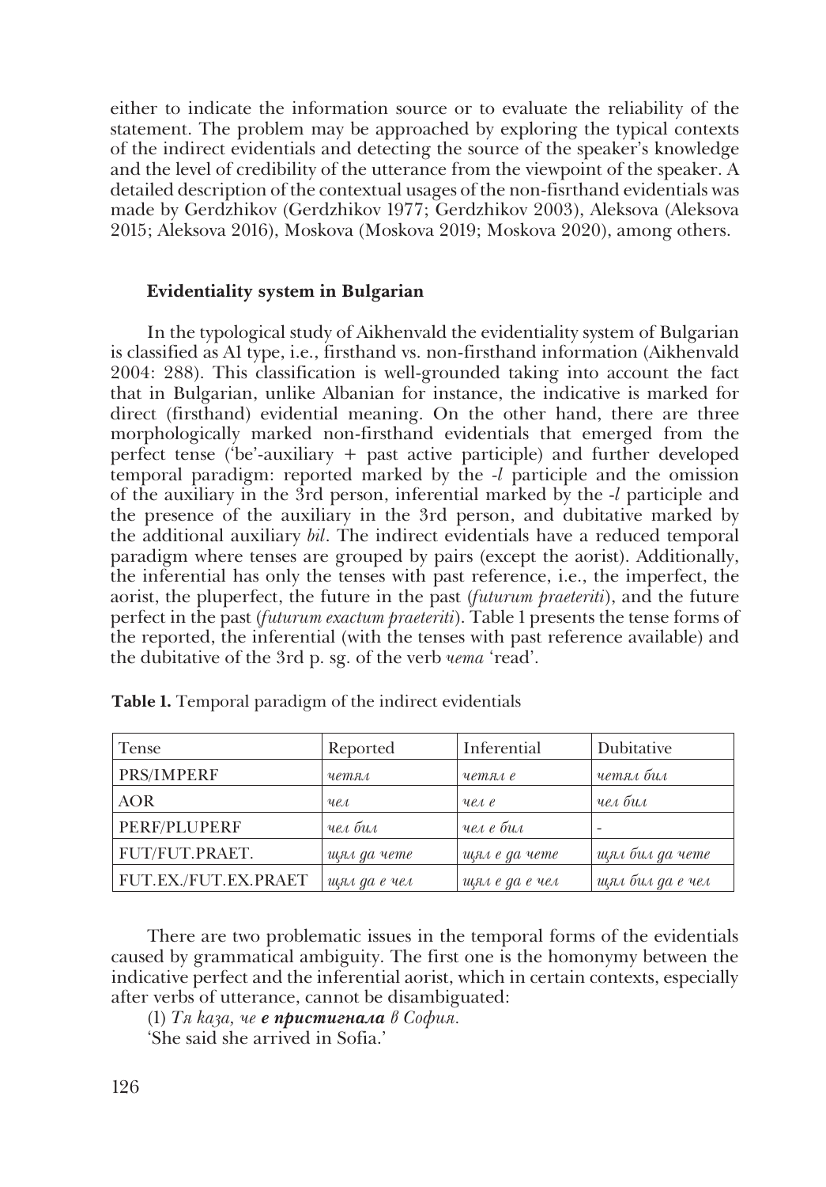either to indicate the information source or to evaluate the reliability of the statement. The problem may be approached by exploring the typical contexts of the indirect evidentials and detecting the source of the speaker's knowledge and the level of credibility of the utterance from the viewpoint of the speaker. A detailed description of the contextual usages of the non-fisrthand evidentials was made by Gerdzhikov (Gerdzhikov 1977; Gerdzhikov 2003), Aleksova (Aleksova 2015; Aleksova 2016), Moskova (Moskova 2019; Moskova 2020), among others.

## Evidentiality system in Bulgarian

In the typological study of Aikhenvald the evidentiality system of Bulgarian is classified as A1 type, i.e., firsthand vs. non-firsthand information (Aikhenvald 2004: 288). This classification is well-grounded taking into account the fact that in Bulgarian, unlike Albanian for instance, the indicative is marked for direct (firsthand) evidential meaning. On the other hand, there are three morphologically marked non-firsthand evidentials that emerged from the perfect tense ('be'-auxiliary + past active participle) and further developed temporal paradigm: reported marked by the *-l* participle and the omission of the auxiliary in the 3rd person, inferential marked by the *-l* participle and the presence of the auxiliary in the 3rd person, and dubitative marked by the additional auxiliary *bil*. The indirect evidentials have a reduced temporal paradigm where tenses are grouped by pairs (except the aorist). Additionally, the inferential has only the tenses with past reference, i.e., the imperfect, the aorist, the pluperfect, the future in the past (*futurum praeteriti*), and the future perfect in the past (*futurum exactum praeteriti*). Table 1 presents the tense forms of the reported, the inferential (with the tenses with past reference available) and the dubitative of the 3rd p. sg. of the verb *чета* 'read'.

**Table 1.** Temporal paradigm of the indirect evidentials

| Tense | Reported | Inferential | Dubitative |
|---|---|---|---|
| PRS/IMPERF | *четял* | *четял е* | *четял бил* |
| AOR | *чел* | *чел е* | *чел бил* |
| PERF/PLUPERF | *чел бил* | *чел е бил* | - |
| FUT/FUT.PRAET. | *щял да чете* | *щял е да чете* | *щял бил да чете* |
| FUT.EX./FUT.EX.PRAET | *щял да е чел* | *щял е да е чел* | *щял бил да е чел* |

There are two problematic issues in the temporal forms of the evidentials caused by grammatical ambiguity. The first one is the homonymy between the indicative perfect and the inferential aorist, which in certain contexts, especially after verbs of utterance, cannot be disambiguated:

(1) *Тя каза, че* ***е пристигнала*** *в София.*

'She said she arrived in Sofia.'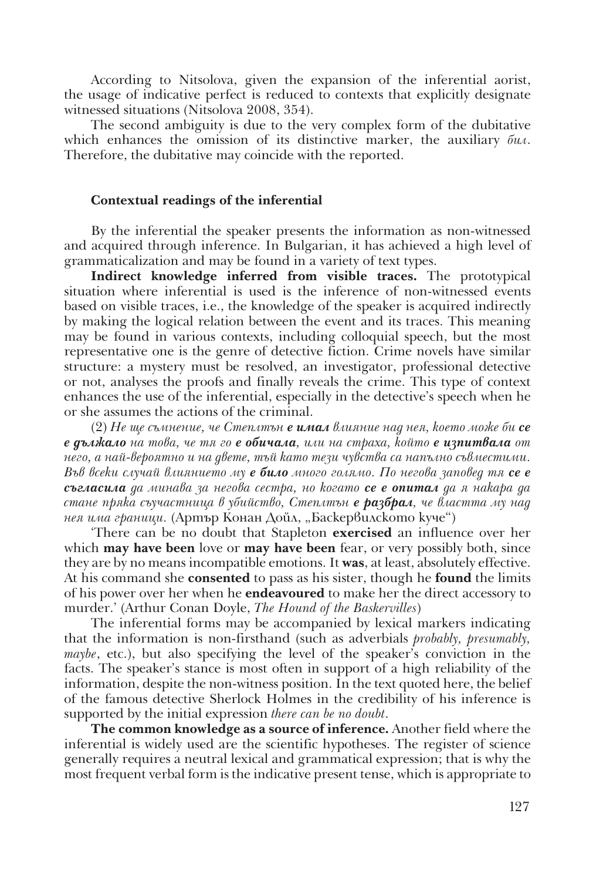According to Nitsolova, given the expansion of the inferential aorist, the usage of indicative perfect is reduced to contexts that explicitly designate witnessed situations (Nitsolova 2008, 354).

The second ambiguity is due to the very complex form of the dubitative which enhances the omission of its distinctive marker, the auxiliary *бил*. Therefore, the dubitative may coincide with the reported.

### Contextual readings of the inferential

By the inferential the speaker presents the information as non-witnessed and acquired through inference. In Bulgarian, it has achieved a high level of grammaticalization and may be found in a variety of text types.

**Indirect knowledge inferred from visible traces.** The prototypical situation where inferential is used is the inference of non-witnessed events based on visible traces, i.e., the knowledge of the speaker is acquired indirectly by making the logical relation between the event and its traces. This meaning may be found in various contexts, including colloquial speech, but the most representative one is the genre of detective fiction. Crime novels have similar structure: a mystery must be resolved, an investigator, professional detective or not, analyses the proofs and finally reveals the crime. This type of context enhances the use of the inferential, especially in the detective's speech when he or she assumes the actions of the criminal.

(2) *Не ще съмнение, че Стейплтън **е имал** влияние над нея, което може би **се е дължало** на това, че тя го **е обичала**, или на страха, който **е изпитвала** от него, а най-вероятно и на двете, тъй като тези чувства са напълно съвместими. Във всеки случай влиянието му **е било** много голямо. По негова заповед тя **се е съгласила** да минава за негова сестра, но когато **се е опитал** да я накара да стане пряка съучастница в убийство, Стейплтън **е разбрал**, че властта му над нея има граници.* (Артър Конан Дойл, „Баскервилското куче")

'There can be no doubt that Stapleton **exercised** an influence over her which **may have been** love or **may have been** fear, or very possibly both, since they are by no means incompatible emotions. It **was**, at least, absolutely effective. At his command she **consented** to pass as his sister, though he **found** the limits of his power over her when he **endeavoured** to make her the direct accessory to murder.' (Arthur Conan Doyle, *The Hound of the Baskervilles*)

The inferential forms may be accompanied by lexical markers indicating that the information is non-firsthand (such as adverbials *probably, presumably, maybe*, etc.), but also specifying the level of the speaker's conviction in the facts. The speaker's stance is most often in support of a high reliability of the information, despite the non-witness position. In the text quoted here, the belief of the famous detective Sherlock Holmes in the credibility of his inference is supported by the initial expression *there can be no doubt*.

**The common knowledge as a source of inference.** Another field where the inferential is widely used are the scientific hypotheses. The register of science generally requires a neutral lexical and grammatical expression; that is why the most frequent verbal form is the indicative present tense, which is appropriate to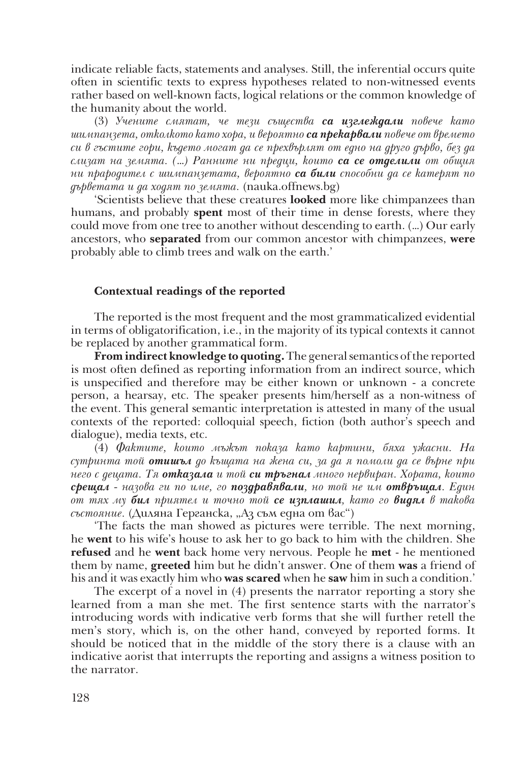indicate reliable facts, statements and analyses. Still, the inferential occurs quite often in scientific texts to express hypotheses related to non-witnessed events rather based on well-known facts, logical relations or the common knowledge of the humanity about the world.

(3) *Учените смятат, че тези същества **са изглеждали** повече като шимпанзета, отколкото като хора, и вероятно **са прекарвали** повече от времето си в гъстите гори, където могат да се прехвърлят от едно на друго дърво, без да слизат на земята. (...) Ранните ни предци, които **са се отделили** от общия ни прародител с шимпанзетата, вероятно **са били** способни да се катерят по дърветата и да ходят по земята.* (nauka.offnews.bg)

'Scientists believe that these creatures **looked** more like chimpanzees than humans, and probably **spent** most of their time in dense forests, where they could move from one tree to another without descending to earth. (...) Our early ancestors, who **separated** from our common ancestor with chimpanzees, **were** probably able to climb trees and walk on the earth.'

### Contextual readings of the reported

The reported is the most frequent and the most grammaticalized evidential in terms of obligatorification, i.e., in the majority of its typical contexts it cannot be replaced by another grammatical form.

**From indirect knowledge to quoting.** The general semantics of the reported is most often defined as reporting information from an indirect source, which is unspecified and therefore may be either known or unknown - a concrete person, a hearsay, etc. The speaker presents him/herself as a non-witness of the event. This general semantic interpretation is attested in many of the usual contexts of the reported: colloquial speech, fiction (both author's speech and dialogue), media texts, etc.

(4) *Фактите, които мъжът показа като картини, бяха ужасни. На сутринта той **отишъл** до къщата на жена си, за да я помоли да се върне при него с децата. Тя **отказала** и той **си тръгнал** много нервиран. Хората, които **срещал** - назова ги по име, го **поздравявали**, но той не им **отвръщал**. Един от тях му **бил** приятел и точно той **се изплашил**, като го **видял** в такова състояние.* (Диляна Гергaнска, „Аз съм една от вас")

'The facts the man showed as pictures were terrible. The next morning, he **went** to his wife's house to ask her to go back to him with the children. She **refused** and he **went** back home very nervous. People he **met** - he mentioned them by name, **greeted** him but he didn't answer. One of them **was** a friend of his and it was exactly him who **was scared** when he **saw** him in such a condition.'

The excerpt of a novel in (4) presents the narrator reporting a story she learned from a man she met. The first sentence starts with the narrator's introducing words with indicative verb forms that she will further retell the men's story, which is, on the other hand, conveyed by reported forms. It should be noticed that in the middle of the story there is a clause with an indicative aorist that interrupts the reporting and assigns a witness position to the narrator.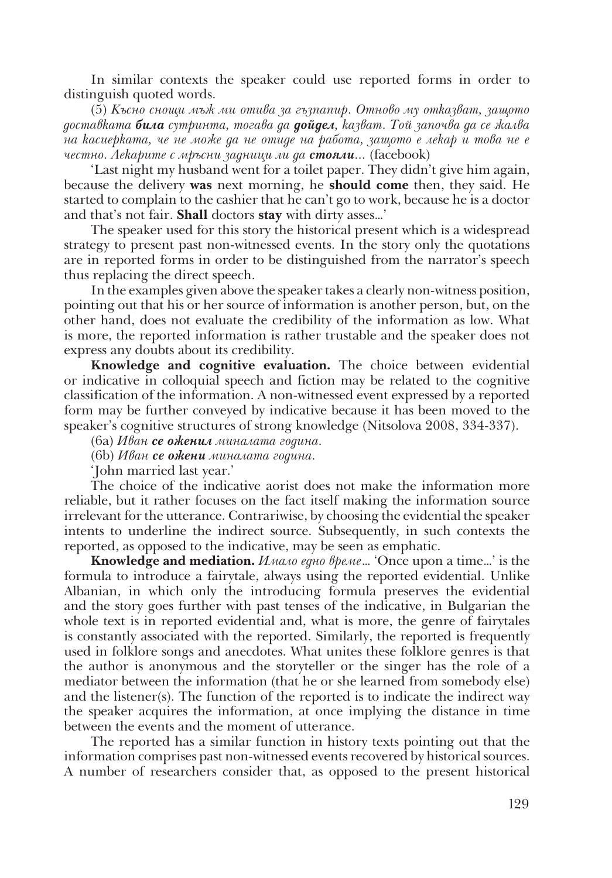In similar contexts the speaker could use reported forms in order to distinguish quoted words.

(5) *Късно снощи мъж ми отива за гъзпапир. Отново му отказват, защото доставката* ***била*** *сутринта, тогава да* ***дойдел****, казват. Той започва да се жалва на касиерката, че не може да не отиде на работа, защото е лекар и това не е честно. Лекарите с мръсни задници ли да* ***стояли****…* (facebook)

'Last night my husband went for a toilet paper. They didn't give him again, because the delivery **was** next morning, he **should come** then, they said. He started to complain to the cashier that he can't go to work, because he is a doctor and that's not fair. **Shall** doctors **stay** with dirty asses…'

The speaker used for this story the historical present which is a widespread strategy to present past non-witnessed events. In the story only the quotations are in reported forms in order to be distinguished from the narrator's speech thus replacing the direct speech.

In the examples given above the speaker takes a clearly non-witness position, pointing out that his or her source of information is another person, but, on the other hand, does not evaluate the credibility of the information as low. What is more, the reported information is rather trustable and the speaker does not express any doubts about its credibility.

**Knowledge and cognitive evaluation.** The choice between evidential or indicative in colloquial speech and fiction may be related to the cognitive classification of the information. A non-witnessed event expressed by a reported form may be further conveyed by indicative because it has been moved to the speaker's cognitive structures of strong knowledge (Nitsolova 2008, 334-337).

(6a) *Иван* ***се оженил*** *миналата година.*

(6b) *Иван* ***се ожени*** *миналата година.*

'John married last year.'

The choice of the indicative aorist does not make the information more reliable, but it rather focuses on the fact itself making the information source irrelevant for the utterance. Contrariwise, by choosing the evidential the speaker intents to underline the indirect source. Subsequently, in such contexts the reported, as opposed to the indicative, may be seen as emphatic.

**Knowledge and mediation.** *Имало едно време…* 'Once upon a time…' is the formula to introduce a fairytale, always using the reported evidential. Unlike Albanian, in which only the introducing formula preserves the evidential and the story goes further with past tenses of the indicative, in Bulgarian the whole text is in reported evidential and, what is more, the genre of fairytales is constantly associated with the reported. Similarly, the reported is frequently used in folklore songs and anecdotes. What unites these folklore genres is that the author is anonymous and the storyteller or the singer has the role of a mediator between the information (that he or she learned from somebody else) and the listener(s). The function of the reported is to indicate the indirect way the speaker acquires the information, at once implying the distance in time between the events and the moment of utterance.

The reported has a similar function in history texts pointing out that the information comprises past non-witnessed events recovered by historical sources. A number of researchers consider that, as opposed to the present historical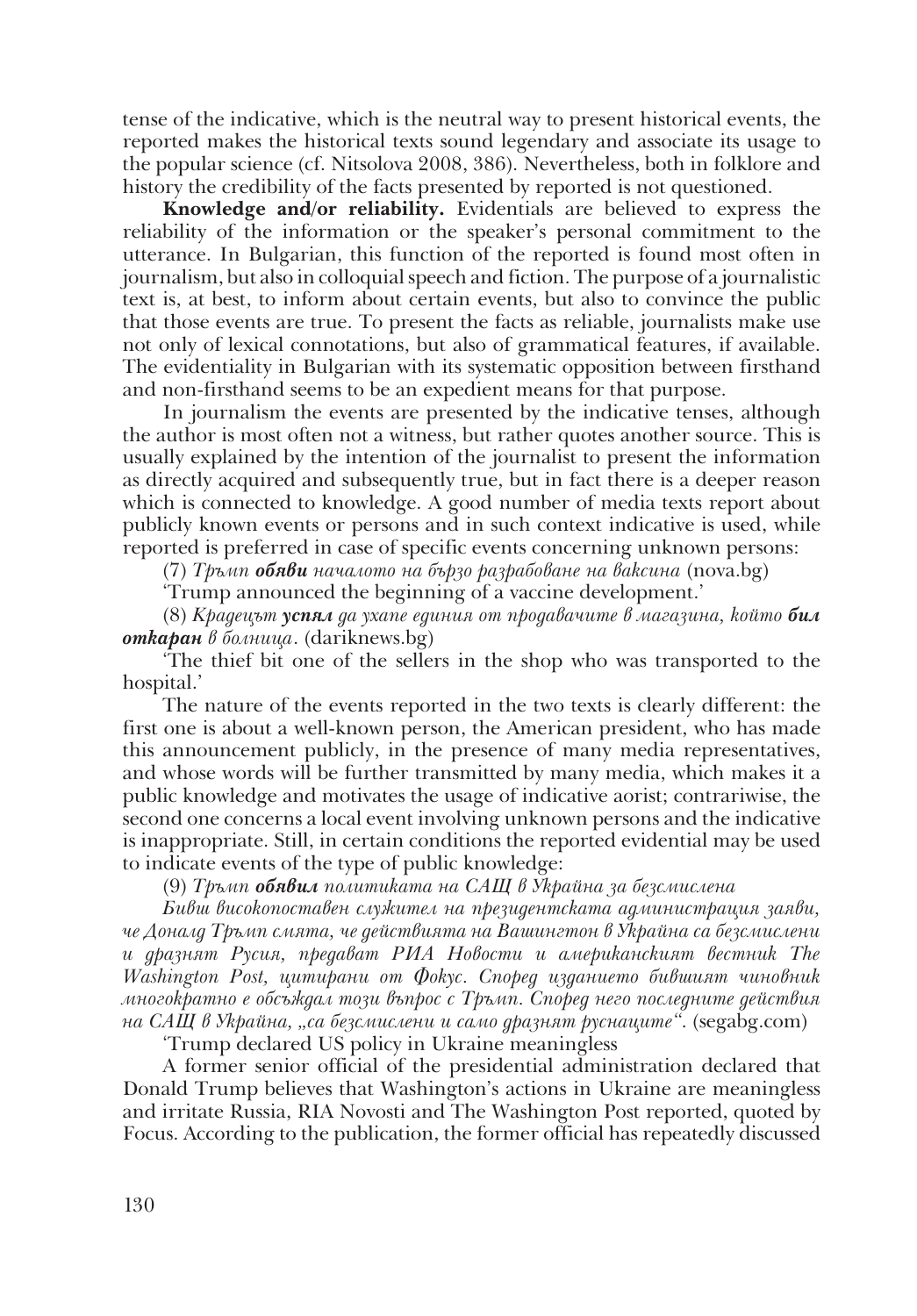tense of the indicative, which is the neutral way to present historical events, the reported makes the historical texts sound legendary and associate its usage to the popular science (cf. Nitsolova 2008, 386). Nevertheless, both in folklore and history the credibility of the facts presented by reported is not questioned.

**Knowledge and/or reliability.** Evidentials are believed to express the reliability of the information or the speaker's personal commitment to the utterance. In Bulgarian, this function of the reported is found most often in journalism, but also in colloquial speech and fiction. The purpose of a journalistic text is, at best, to inform about certain events, but also to convince the public that those events are true. To present the facts as reliable, journalists make use not only of lexical connotations, but also of grammatical features, if available. The evidentiality in Bulgarian with its systematic opposition between firsthand and non-firsthand seems to be an expedient means for that purpose.

In journalism the events are presented by the indicative tenses, although the author is most often not a witness, but rather quotes another source. This is usually explained by the intention of the journalist to present the information as directly acquired and subsequently true, but in fact there is a deeper reason which is connected to knowledge. A good number of media texts report about publicly known events or persons and in such context indicative is used, while reported is preferred in case of specific events concerning unknown persons:

(7) *Тръмп* ***обяви*** *началото на бързо разработване на ваксина* (nova.bg)

'Trump announced the beginning of a vaccine development.'

(8) *Крадецът* ***успял*** *да ухапе единия от продавачите в магазина, който* ***бил откаран*** *в болница*. (dariknews.bg)

'The thief bit one of the sellers in the shop who was transported to the hospital.'

The nature of the events reported in the two texts is clearly different: the first one is about a well-known person, the American president, who has made this announcement publicly, in the presence of many media representatives, and whose words will be further transmitted by many media, which makes it a public knowledge and motivates the usage of indicative aorist; contrariwise, the second one concerns a local event involving unknown persons and the indicative is inappropriate. Still, in certain conditions the reported evidential may be used to indicate events of the type of public knowledge:

(9) *Тръмп* ***обявил*** *политиката на САЩ в Украйна за безсмислена*

*Бивш високопоставен служител на президентската администрация заяви, че Доналд Тръмп смята, че действията на Вашингтон в Украйна са безсмислени и дразнят Русия, предават РИА Новости и американският вестник The Washington Post, цитирани от Фокус. Според изданието бившият чиновник многократно е обсъждал този въпрос с Тръмп. Според него последните действия на САЩ в Украйна, „са безсмислени и само дразнят руснаците".* (segabg.com)

'Trump declared US policy in Ukraine meaningless

A former senior official of the presidential administration declared that Donald Trump believes that Washington's actions in Ukraine are meaningless and irritate Russia, RIA Novosti and The Washington Post reported, quoted by Focus. According to the publication, the former official has repeatedly discussed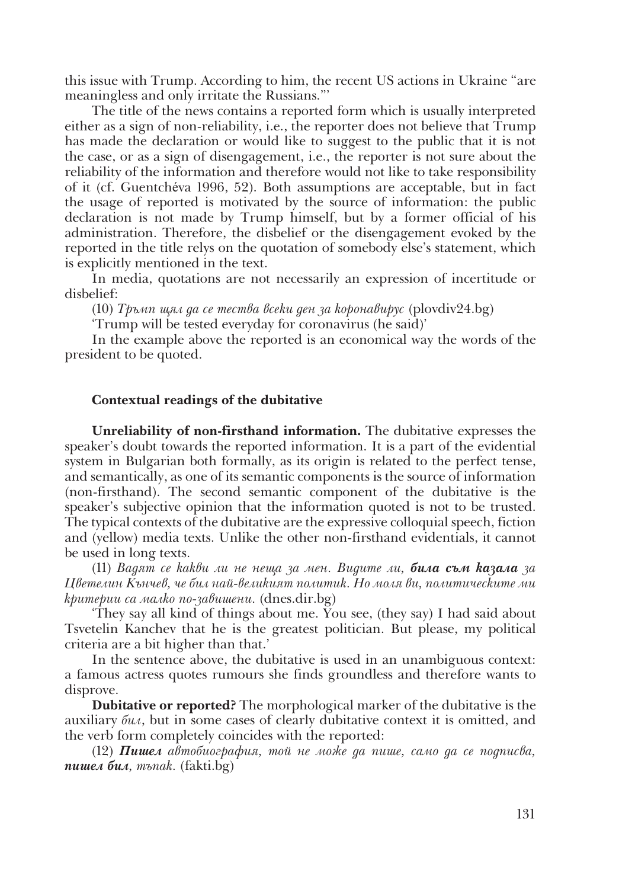this issue with Trump. According to him, the recent US actions in Ukraine "are meaningless and only irritate the Russians."'

The title of the news contains a reported form which is usually interpreted either as a sign of non-reliability, i.e., the reporter does not believe that Trump has made the declaration or would like to suggest to the public that it is not the case, or as a sign of disengagement, i.e., the reporter is not sure about the reliability of the information and therefore would not like to take responsibility of it (cf. Guentchéva 1996, 52). Both assumptions are acceptable, but in fact the usage of reported is motivated by the source of information: the public declaration is not made by Trump himself, but by a former official of his administration. Therefore, the disbelief or the disengagement evoked by the reported in the title relys on the quotation of somebody else's statement, which is explicitly mentioned in the text.

In media, quotations are not necessarily an expression of incertitude or disbelief:

(10) *Тръмп щял да се тества всеки ден за коронавирус* (plovdiv24.bg)

'Trump will be tested everyday for coronavirus (he said)'

In the example above the reported is an economical way the words of the president to be quoted.

### Contextual readings of the dubitative

**Unreliability of non-firsthand information.** The dubitative expresses the speaker's doubt towards the reported information. It is a part of the evidential system in Bulgarian both formally, as its origin is related to the perfect tense, and semantically, as one of its semantic components is the source of information (non-firsthand). The second semantic component of the dubitative is the speaker's subjective opinion that the information quoted is not to be trusted. The typical contexts of the dubitative are the expressive colloquial speech, fiction and (yellow) media texts. Unlike the other non-firsthand evidentials, it cannot be used in long texts.

(11) *Вадят се какви ли не неща за мен. Видите ли,* ***била съм казала*** *за Цветелин Кънчев, че бил най-великият политик. Но моля ви, политическите ми критерии са малко по-завишени.* (dnes.dir.bg)

'They say all kind of things about me. You see, (they say) I had said about Tsvetelin Kanchev that he is the greatest politician. But please, my political criteria are a bit higher than that.'

In the sentence above, the dubitative is used in an unambiguous context: a famous actress quotes rumours she finds groundless and therefore wants to disprove.

**Dubitative or reported?** The morphological marker of the dubitative is the auxiliary *бил*, but in some cases of clearly dubitative context it is omitted, and the verb form completely coincides with the reported:

(12) ***Пишел*** *автобиография, той не може да пише, само да се подписва,* ***пишел бил****, тъпак.* (fakti.bg)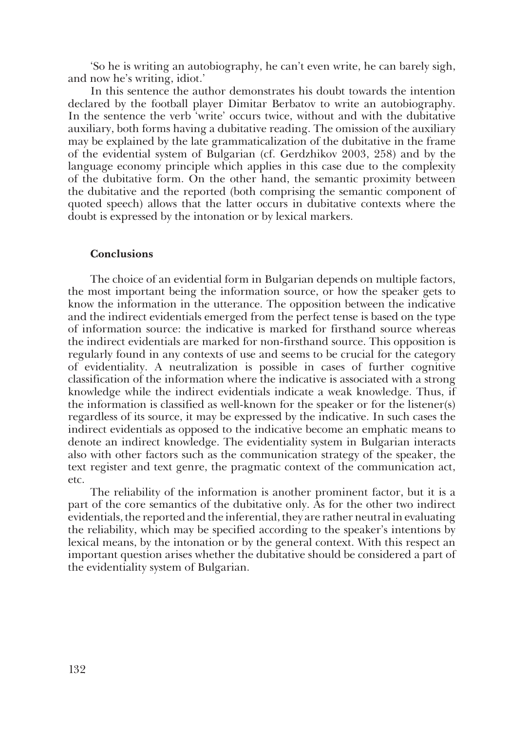'So he is writing an autobiography, he can't even write, he can barely sigh, and now he's writing, idiot.'

In this sentence the author demonstrates his doubt towards the intention declared by the football player Dimitar Berbatov to write an autobiography. In the sentence the verb 'write' occurs twice, without and with the dubitative auxiliary, both forms having a dubitative reading. The omission of the auxiliary may be explained by the late grammaticalization of the dubitative in the frame of the evidential system of Bulgarian (cf. Gerdzhikov 2003, 258) and by the language economy principle which applies in this case due to the complexity of the dubitative form. On the other hand, the semantic proximity between the dubitative and the reported (both comprising the semantic component of quoted speech) allows that the latter occurs in dubitative contexts where the doubt is expressed by the intonation or by lexical markers.

## Conclusions

The choice of an evidential form in Bulgarian depends on multiple factors, the most important being the information source, or how the speaker gets to know the information in the utterance. The opposition between the indicative and the indirect evidentials emerged from the perfect tense is based on the type of information source: the indicative is marked for firsthand source whereas the indirect evidentials are marked for non-firsthand source. This opposition is regularly found in any contexts of use and seems to be crucial for the category of evidentiality. A neutralization is possible in cases of further cognitive classification of the information where the indicative is associated with a strong knowledge while the indirect evidentials indicate a weak knowledge. Thus, if the information is classified as well-known for the speaker or for the listener(s) regardless of its source, it may be expressed by the indicative. In such cases the indirect evidentials as opposed to the indicative become an emphatic means to denote an indirect knowledge. The evidentiality system in Bulgarian interacts also with other factors such as the communication strategy of the speaker, the text register and text genre, the pragmatic context of the communication act, etc.

The reliability of the information is another prominent factor, but it is a part of the core semantics of the dubitative only. As for the other two indirect evidentials, the reported and the inferential, they are rather neutral in evaluating the reliability, which may be specified according to the speaker's intentions by lexical means, by the intonation or by the general context. With this respect an important question arises whether the dubitative should be considered a part of the evidentiality system of Bulgarian.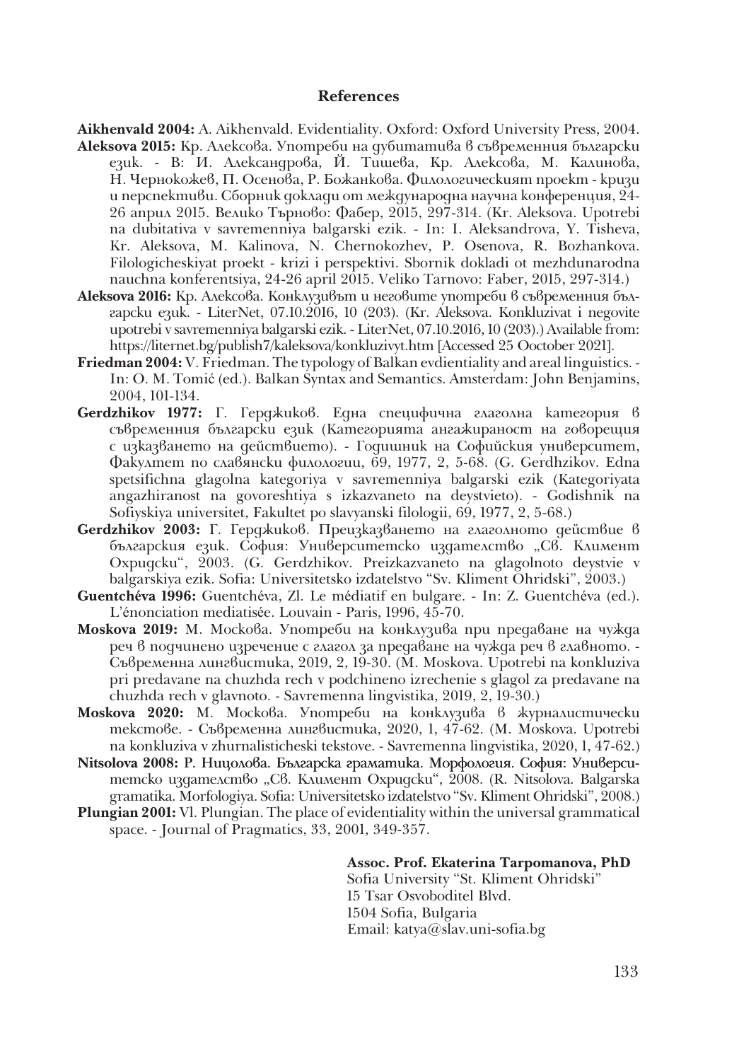## References

**Aikhenvald 2004:** A. Aikhenvald. Evidentiality. Oxford: Oxford University Press, 2004.

**Aleksova 2015:** Кр. Алексова. Употреби на дубитатива в съвременния български език. - В: И. Александрова, Й. Тишева, Кр. Алексова, М. Калинова, Н. Чернокожев, П. Осенова, Р. Божанкова. Филологическият проект - кризи и перспективи. Сборник доклади от международна научна конференция, 24-26 април 2015. Велико Търново: Фабер, 2015, 297-314. (Kr. Aleksova. Upotrebi na dubitativa v savremenniya balgarski ezik. - In: I. Aleksandrova, Y. Tisheva, Kr. Aleksova, M. Kalinova, N. Chernokozhev, P. Osenova, R. Bozhankova. Filologicheskiyat proekt - krizi i perspektivi. Sbornik dokladi ot mezhdunarodna nauchna konferentsiya, 24-26 april 2015. Veliko Tarnovo: Faber, 2015, 297-314.)

**Aleksova 2016:** Кр. Алексова. Конклузивът и неговите употреби в съвременния български език. - LiterNet, 07.10.2016, 10 (203). (Kr. Aleksova. Konkluzivat i negovite upotrebi v savremenniya balgarski ezik. - LiterNet, 07.10.2016, 10 (203).) Available from: https://liternet.bg/publish7/kaleksova/konkluzivyt.htm [Accessed 25 Ooctober 2021].

**Friedman 2004:** V. Friedman. The typology of Balkan evdientiality and areal linguistics. - In: O. M. Tomić (ed.). Balkan Syntax and Semantics. Amsterdam: John Benjamins, 2004, 101-134.

**Gerdzhikov 1977:** Г. Герджиков. Една специфична глаголна категория в съвременния български език (Категорията ангажираност на говорещия с изказването на действието). - Годишник на Софийския университет, Факултет по славянски филологии, 69, 1977, 2, 5-68. (G. Gerdhzikov. Edna spetsifichna glagolna kategoriya v savremenniya balgarski ezik (Kategoriyata angazhiranost na govoreshtiya s izkazvaneto na deystvieto). - Godishnik na Sofiyskiya universitet, Fakultet po slavyanski filologii, 69, 1977, 2, 5-68.)

**Gerdzhikov 2003:** Г. Герджиков. Преизказването на глаголното действие в българския език. София: Университетско издателство „Св. Климент Охридски", 2003. (G. Gerdzhikov. Preizkazvaneto na glagolnoto deystvie v balgarskiya ezik. Sofia: Universitetsko izdatelstvo "Sv. Kliment Ohridski", 2003.)

**Guentchéva 1996:** Guentchéva, Zl. Le médiatif en bulgare. - In: Z. Guentchéva (ed.). L'énonciation mediatisée. Louvain - Paris, 1996, 45-70.

**Moskova 2019:** М. Москова. Употреби на конклузива при предаване на чужда реч в подчинено изречение с глагол за предаване на чужда реч в главното. - Съвременна лингвистика, 2019, 2, 19-30. (M. Moskova. Upotrebi na konkluziva pri predavane na chuzhda rech v podchineno izrechenie s glagol za predavane na chuzhda rech v glavnoto. - Savremenna lingvistika, 2019, 2, 19-30.)

**Moskova 2020:** М. Москова. Употреби на конклузива в журналистически текстове. - Съвременна лингвистика, 2020, 1, 47-62. (M. Moskova. Upotrebi na konkluziva v zhurnalisticheski tekstove. - Savremenna lingvistika, 2020, 1, 47-62.)

**Nitsolova 2008:** Р. Ницолова. Българска граматика. Морфология. София: Университетско издателство „Св. Климент Охридски", 2008. (R. Nitsolova. Balgarska gramatika. Morfologiya. Sofia: Universitetsko izdatelstvo "Sv. Kliment Ohridski", 2008.)

**Plungian 2001:** Vl. Plungian. The place of evidentiality within the universal grammatical space. - Journal of Pragmatics, 33, 2001, 349-357.

**Assoc. Prof. Ekaterina Tarpomanova, PhD**
Sofia University "St. Kliment Ohridski"
15 Tsar Osvoboditel Blvd.
1504 Sofia, Bulgaria
Email: katya@slav.uni-sofia.bg